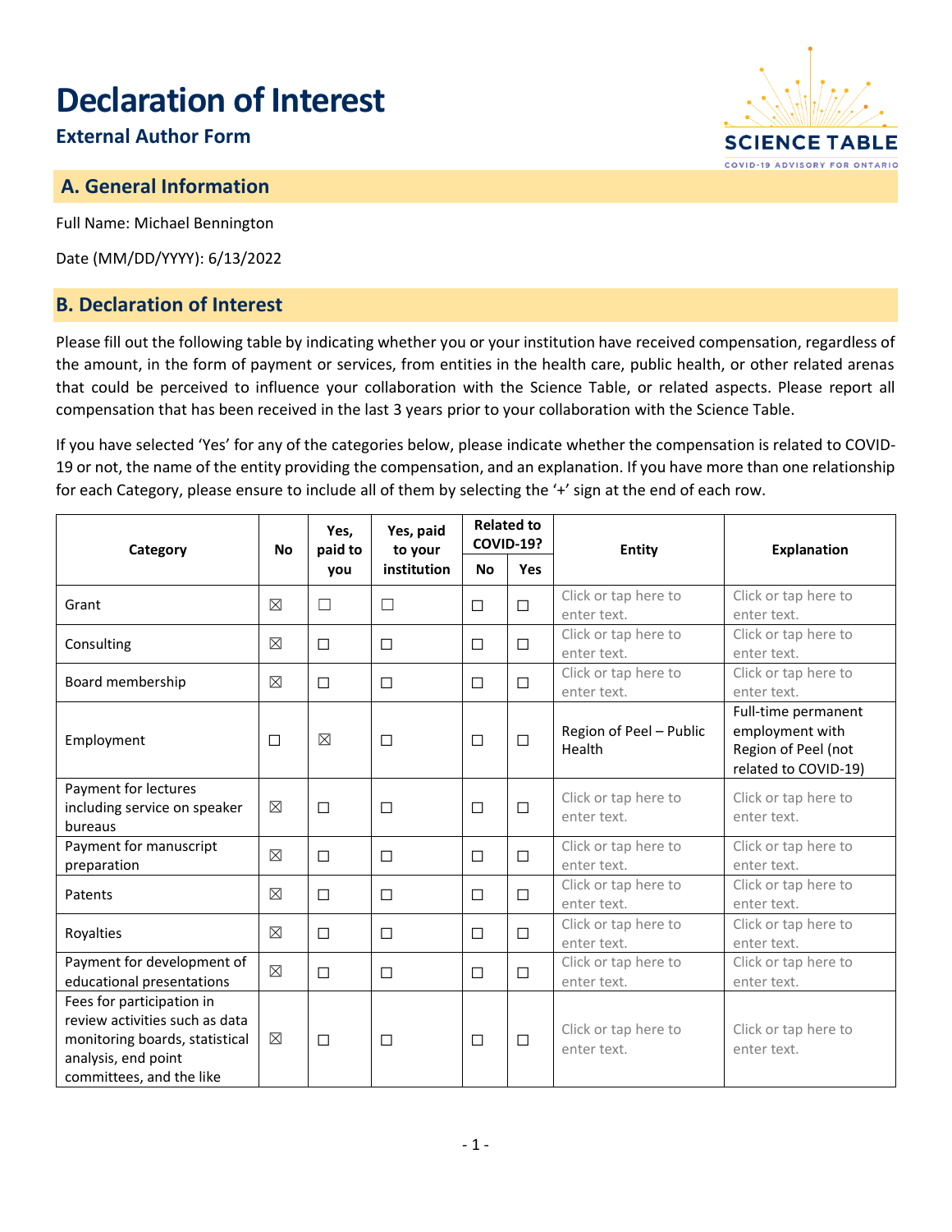# Declaration of Interest

**External Author Form**

## A. General Information

Full Name: Michael Bennington

Date (MM/DD/YYYY): 6/13/2022

## B. Declaration of Interest

Please fill out the following table by indicating whether you or your institution have received compensation, regardless of the amount, in the form of payment or services, from entities in the health care, public health, or other related arenas that could be perceived to influence your collaboration with the Science Table, or related aspects. Please report all compensation that has been received in the last 3 years prior to your collaboration with the Science Table.

If you have selected 'Yes' for any of the categories below, please indicate whether the compensation is related to COVID-19 or not, the name of the entity providing the compensation, and an explanation. If you have more than one relationship for each Category, please ensure to include all of them by selecting the '+' sign at the end of each row.

| Category | No | Yes, paid to you | Yes, paid to your institution | Related to COVID-19? | | Entity | Explanation |
|---|---|---|---|---|---|---|---|
| | | | | No | Yes | | |
| Grant | ☒ | ☐ | ☐ | ☐ | ☐ | Click or tap here to enter text. | Click or tap here to enter text. |
| Consulting | ☒ | ☐ | ☐ | ☐ | ☐ | Click or tap here to enter text. | Click or tap here to enter text. |
| Board membership | ☒ | ☐ | ☐ | ☐ | ☐ | Click or tap here to enter text. | Click or tap here to enter text. |
| Employment | ☐ | ☒ | ☐ | ☐ | ☐ | Region of Peel – Public Health | Full-time permanent employment with Region of Peel (not related to COVID-19) |
| Payment for lectures including service on speaker bureaus | ☒ | ☐ | ☐ | ☐ | ☐ | Click or tap here to enter text. | Click or tap here to enter text. |
| Payment for manuscript preparation | ☒ | ☐ | ☐ | ☐ | ☐ | Click or tap here to enter text. | Click or tap here to enter text. |
| Patents | ☒ | ☐ | ☐ | ☐ | ☐ | Click or tap here to enter text. | Click or tap here to enter text. |
| Royalties | ☒ | ☐ | ☐ | ☐ | ☐ | Click or tap here to enter text. | Click or tap here to enter text. |
| Payment for development of educational presentations | ☒ | ☐ | ☐ | ☐ | ☐ | Click or tap here to enter text. | Click or tap here to enter text. |
| Fees for participation in review activities such as data monitoring boards, statistical analysis, end point committees, and the like | ☒ | ☐ | ☐ | ☐ | ☐ | Click or tap here to enter text. | Click or tap here to enter text. |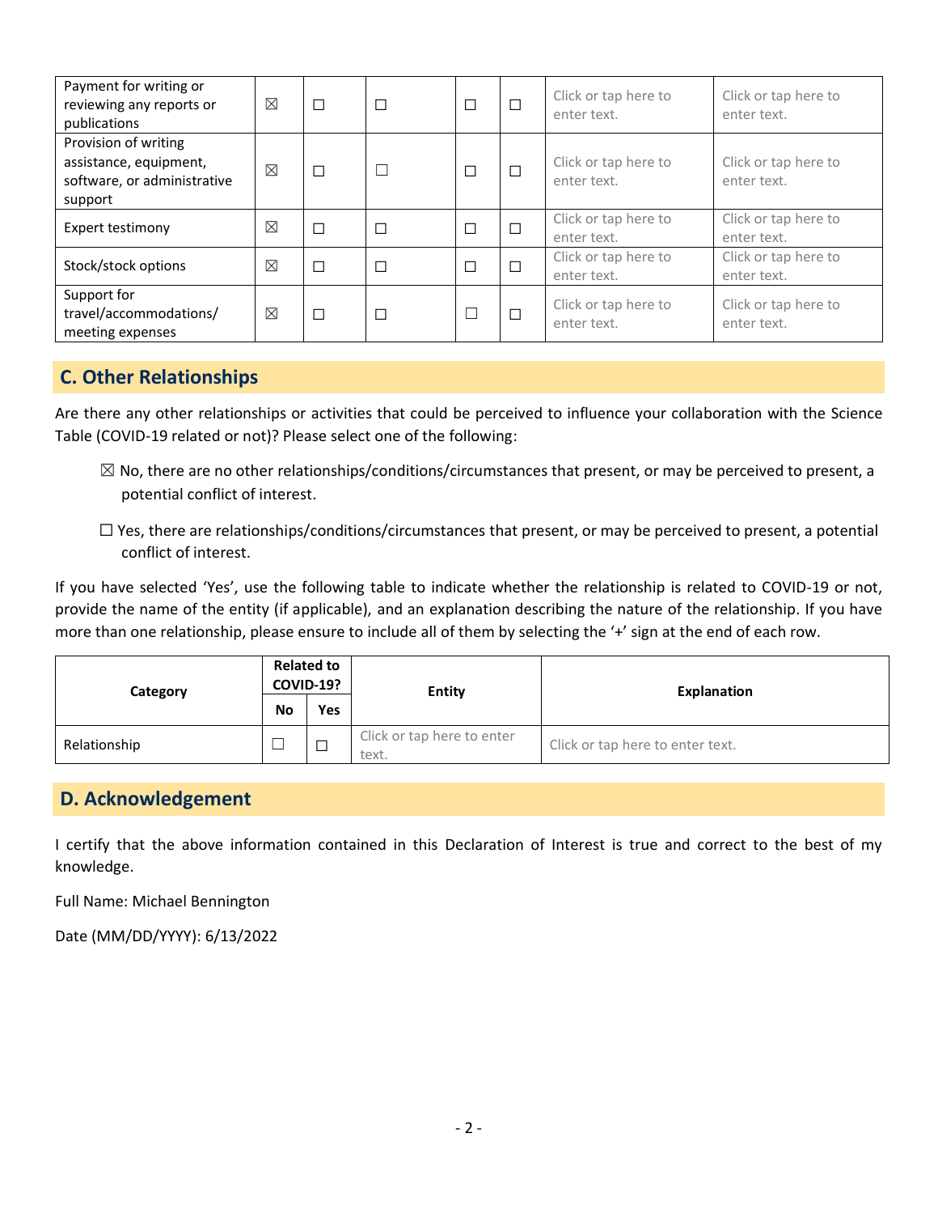| | | | | | | | |
|---|---|---|---|---|---|---|---|
| Payment for writing or reviewing any reports or publications | ☒ | ☐ | ☐ | ☐ | ☐ | Click or tap here to enter text. | Click or tap here to enter text. |
| Provision of writing assistance, equipment, software, or administrative support | ☒ | ☐ | ☐ | ☐ | ☐ | Click or tap here to enter text. | Click or tap here to enter text. |
| Expert testimony | ☒ | ☐ | ☐ | ☐ | ☐ | Click or tap here to enter text. | Click or tap here to enter text. |
| Stock/stock options | ☒ | ☐ | ☐ | ☐ | ☐ | Click or tap here to enter text. | Click or tap here to enter text. |
| Support for travel/accommodations/ meeting expenses | ☒ | ☐ | ☐ | ☐ | ☐ | Click or tap here to enter text. | Click or tap here to enter text. |

## C. Other Relationships

Are there any other relationships or activities that could be perceived to influence your collaboration with the Science Table (COVID-19 related or not)? Please select one of the following:

☒ No, there are no other relationships/conditions/circumstances that present, or may be perceived to present, a potential conflict of interest.

☐ Yes, there are relationships/conditions/circumstances that present, or may be perceived to present, a potential conflict of interest.

If you have selected 'Yes', use the following table to indicate whether the relationship is related to COVID-19 or not, provide the name of the entity (if applicable), and an explanation describing the nature of the relationship. If you have more than one relationship, please ensure to include all of them by selecting the '+' sign at the end of each row.

| Category | Related to COVID-19? | | Entity | Explanation |
|---|---|---|---|---|
| | No | Yes | | |
| Relationship | ☐ | ☐ | Click or tap here to enter text. | Click or tap here to enter text. |

## D. Acknowledgement

I certify that the above information contained in this Declaration of Interest is true and correct to the best of my knowledge.

Full Name: Michael Bennington

Date (MM/DD/YYYY): 6/13/2022